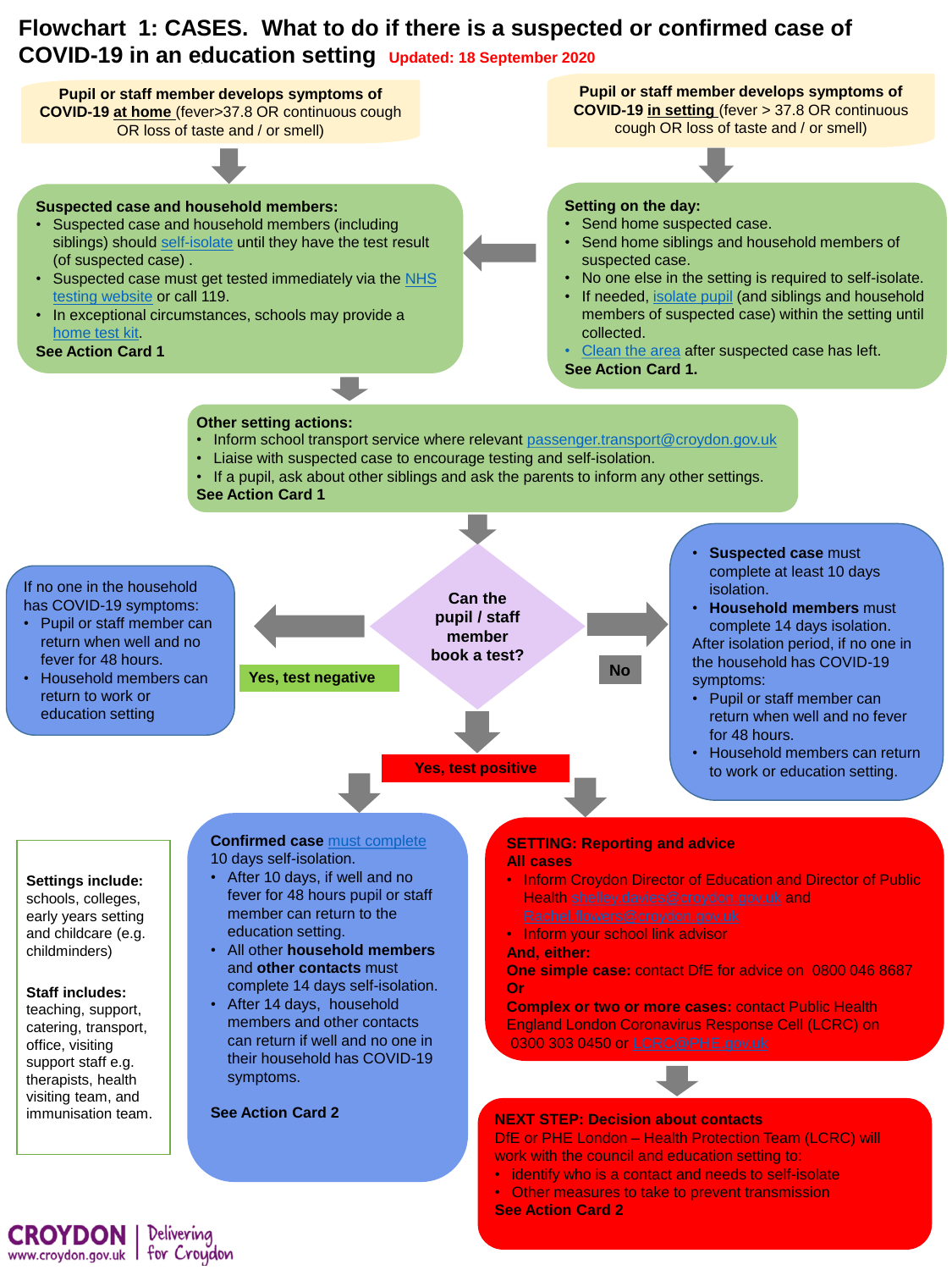# Flowchart 1: CASES. What to do if there is a suspected or confirmed case of COVID-19 in an education setting

Updated: 18 September 2020

**Pupil or staff member develops symptoms of COVID-19 at home** (fever>37.8 OR continuous cough OR loss of taste and / or smell)

**Suspected case and household members:**

- Suspected case and household members (including siblings) should self-isolate until they have the test result (of suspected case) .
- Suspected case must get tested immediately via the NHS testing website or call 119.
- In exceptional circumstances, schools may provide a home test kit.

**See Action Card 1**

**Pupil or staff member develops symptoms of COVID-19 in setting** (fever > 37.8 OR continuous cough OR loss of taste and / or smell)

**Setting on the day:**

- Send home suspected case.
- Send home siblings and household members of suspected case.
- No one else in the setting is required to self-isolate.
- If needed, isolate pupil (and siblings and household members of suspected case) within the setting until collected.
- Clean the area after suspected case has left.

**See Action Card 1.**

**Other setting actions:**

- Inform school transport service where relevant passenger.transport@croydon.gov.uk
- Liaise with suspected case to encourage testing and self-isolation.
- If a pupil, ask about other siblings and ask the parents to inform any other settings.

**See Action Card 1**

**Can the pupil / staff member book a test?**

**Yes, test negative**

If no one in the household has COVID-19 symptoms:

- Pupil or staff member can return when well and no fever for 48 hours.
- Household members can return to work or education setting

**No**

- **Suspected case** must complete at least 10 days isolation.
- **Household members** must complete 14 days isolation.

After isolation period, if no one in the household has COVID-19 symptoms:

- Pupil or staff member can return when well and no fever for 48 hours.
- Household members can return to work or education setting.

**Yes, test positive**

**Confirmed case** must complete 10 days self-isolation.

- After 10 days, if well and no fever for 48 hours pupil or staff member can return to the education setting.
- All other **household members** and **other contacts** must complete 14 days self-isolation.
- After 14 days, household members and other contacts can return if well and no one in their household has COVID-19 symptoms.

**See Action Card 2**

**SETTING: Reporting and advice**
**All cases**

- Inform Croydon Director of Education and Director of Public Health shelley.davies@croydon.gov.uk and Rachel.flowers@croydon.gov.uk
- Inform your school link advisor

**And, either:**
**One simple case:** contact DfE for advice on 0800 046 8687
**Or**
**Complex or two or more cases:** contact Public Health England London Coronavirus Response Cell (LCRC) on 0300 303 0450 or LCRC@PHE.gov.uk

**NEXT STEP: Decision about contacts**
DfE or PHE London – Health Protection Team (LCRC) will work with the council and education setting to:

- identify who is a contact and needs to self-isolate
- Other measures to take to prevent transmission

**See Action Card 2**

**Settings include:** schools, colleges, early years setting and childcare (e.g. childminders)

**Staff includes:** teaching, support, catering, transport, office, visiting support staff e.g. therapists, health visiting team, and immunisation team.

CROYDON www.croydon.gov.uk | Delivering for Croydon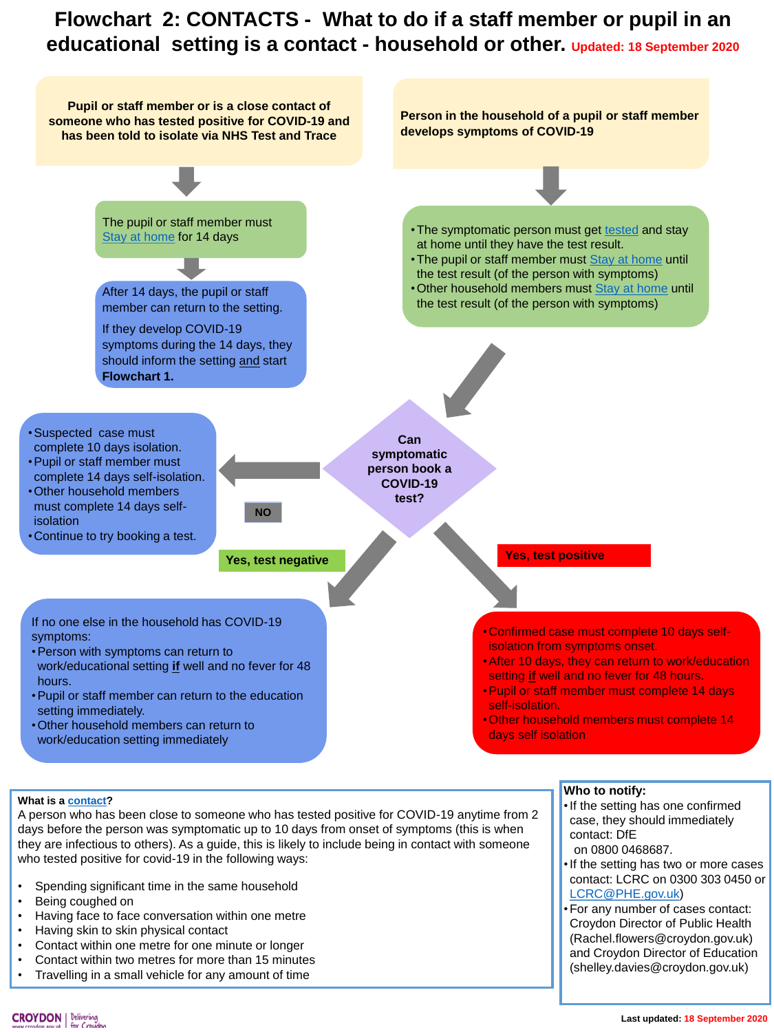# Flowchart 2: CONTACTS - What to do if a staff member or pupil in an educational setting is a contact - household or other.

Updated: 18 September 2020

**Pupil or staff member or is a close contact of someone who has tested positive for COVID-19 and has been told to isolate via NHS Test and Trace**

The pupil or staff member must Stay at home for 14 days

After 14 days, the pupil or staff member can return to the setting.

If they develop COVID-19 symptoms during the 14 days, they should inform the setting and start **Flowchart 1.**

**Person in the household of a pupil or staff member develops symptoms of COVID-19**

- The symptomatic person must get tested and stay at home until they have the test result.
- The pupil or staff member must Stay at home until the test result (of the person with symptoms)
- Other household members must Stay at home until the test result (of the person with symptoms)

**Can symptomatic person book a COVID-19 test?**

**NO**

- Suspected case must complete 10 days isolation.
- Pupil or staff member must complete 14 days self-isolation.
- Other household members must complete 14 days self-isolation
- Continue to try booking a test.

**Yes, test negative**

If no one else in the household has COVID-19 symptoms:

- Person with symptoms can return to work/educational setting **if** well and no fever for 48 hours.
- Pupil or staff member can return to the education setting immediately.
- Other household members can return to work/education setting immediately

**Yes, test positive**

- Confirmed case must complete 10 days self-isolation from symptoms onset.
- After 10 days, they can return to work/education setting **if** well and no fever for 48 hours.
- Pupil or staff member must complete 14 days self-isolation.
- Other household members must complete 14 days self isolation

**What is a contact?**

A person who has been close to someone who has tested positive for COVID-19 anytime from 2 days before the person was symptomatic up to 10 days from onset of symptoms (this is when they are infectious to others). As a guide, this is likely to include being in contact with someone who tested positive for covid-19 in the following ways:

- Spending significant time in the same household
- Being coughed on
- Having face to face conversation within one metre
- Having skin to skin physical contact
- Contact within one metre for one minute or longer
- Contact within two metres for more than 15 minutes
- Travelling in a small vehicle for any amount of time

**Who to notify:**

- If the setting has one confirmed case, they should immediately contact: DfE on 0800 0468687.
- If the setting has two or more cases contact: LCRC on 0300 303 0450 or LCRC@PHE.gov.uk)
- For any number of cases contact: Croydon Director of Public Health (Rachel.flowers@croydon.gov.uk) and Croydon Director of Education (shelley.davies@croydon.gov.uk)

Last updated: 18 September 2020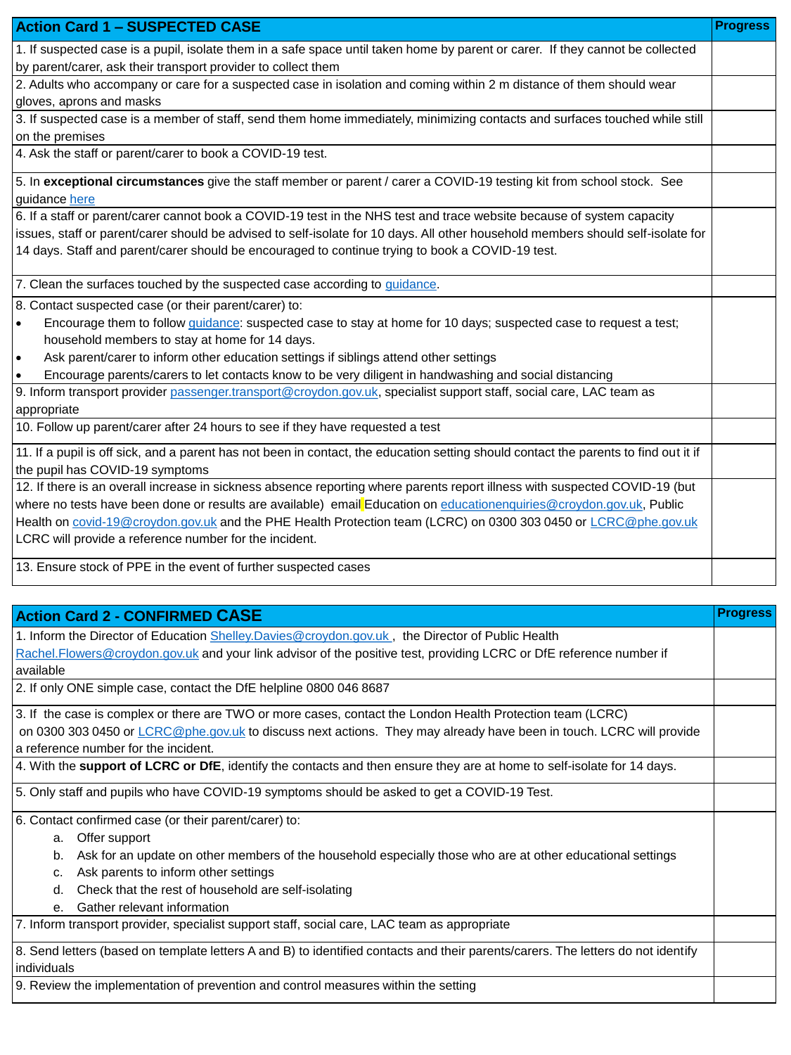| Action Card 1 – SUSPECTED CASE | Progress |
|---|---|
| 1. If suspected case is a pupil, isolate them in a safe space until taken home by parent or carer. If they cannot be collected by parent/carer, ask their transport provider to collect them | |
| 2. Adults who accompany or care for a suspected case in isolation and coming within 2 m distance of them should wear gloves, aprons and masks | |
| 3. If suspected case is a member of staff, send them home immediately, minimizing contacts and surfaces touched while still on the premises | |
| 4. Ask the staff or parent/carer to book a COVID-19 test. | |
| 5. In **exceptional circumstances** give the staff member or parent / carer a COVID-19 testing kit from school stock. See guidance here | |
| 6. If a staff or parent/carer cannot book a COVID-19 test in the NHS test and trace website because of system capacity issues, staff or parent/carer should be advised to self-isolate for 10 days. All other household members should self-isolate for 14 days. Staff and parent/carer should be encouraged to continue trying to book a COVID-19 test. | |
| 7. Clean the surfaces touched by the suspected case according to guidance. | |
| 8. Contact suspected case (or their parent/carer) to:<br>• Encourage them to follow guidance: suspected case to stay at home for 10 days; suspected case to request a test; household members to stay at home for 14 days.<br>• Ask parent/carer to inform other education settings if siblings attend other settings<br>• Encourage parents/carers to let contacts know to be very diligent in handwashing and social distancing | |
| 9. Inform transport provider passenger.transport@croydon.gov.uk, specialist support staff, social care, LAC team as appropriate | |
| 10. Follow up parent/carer after 24 hours to see if they have requested a test | |
| 11. If a pupil is off sick, and a parent has not been in contact, the education setting should contact the parents to find out it if the pupil has COVID-19 symptoms | |
| 12. If there is an overall increase in sickness absence reporting where parents report illness with suspected COVID-19 (but where no tests have been done or results are available) email Education on educationenquiries@croydon.gov.uk, Public Health on covid-19@croydon.gov.uk and the PHE Health Protection team (LCRC) on 0300 303 0450 or LCRC@phe.gov.uk LCRC will provide a reference number for the incident. | |
| 13. Ensure stock of PPE in the event of further suspected cases | |

| Action Card 2 - CONFIRMED CASE | Progress |
|---|---|
| 1. Inform the Director of Education Shelley.Davies@croydon.gov.uk , the Director of Public Health Rachel.Flowers@croydon.gov.uk and your link advisor of the positive test, providing LCRC or DfE reference number if available | |
| 2. If only ONE simple case, contact the DfE helpline 0800 046 8687 | |
| 3. If the case is complex or there are TWO or more cases, contact the London Health Protection team (LCRC) on 0300 303 0450 or LCRC@phe.gov.uk to discuss next actions. They may already have been in touch. LCRC will provide a reference number for the incident. | |
| 4. With the **support of LCRC or DfE**, identify the contacts and then ensure they are at home to self-isolate for 14 days. | |
| 5. Only staff and pupils who have COVID-19 symptoms should be asked to get a COVID-19 Test. | |
| 6. Contact confirmed case (or their parent/carer) to:<br>a. Offer support<br>b. Ask for an update on other members of the household especially those who are at other educational settings<br>c. Ask parents to inform other settings<br>d. Check that the rest of household are self-isolating<br>e. Gather relevant information | |
| 7. Inform transport provider, specialist support staff, social care, LAC team as appropriate | |
| 8. Send letters (based on template letters A and B) to identified contacts and their parents/carers. The letters do not identify individuals | |
| 9. Review the implementation of prevention and control measures within the setting | |